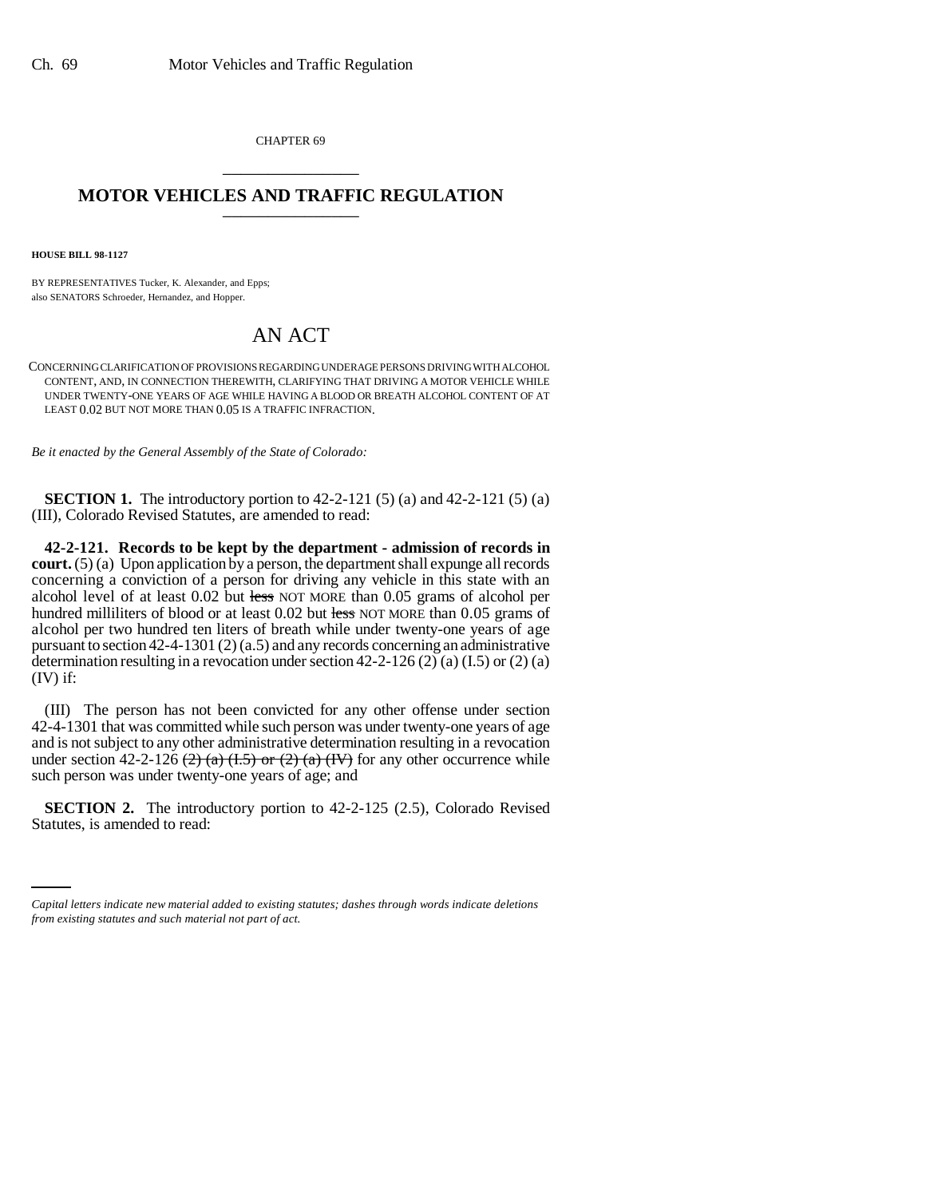CHAPTER 69

# MOTOR VEHICLES AND TRAFFIC REGULATION

**HOUSE BILL 98-1127**

BY REPRESENTATIVES Tucker, K. Alexander, and Epps;
also SENATORS Schroeder, Hernandez, and Hopper.

# AN ACT

CONCERNING CLARIFICATION OF PROVISIONS REGARDING UNDERAGE PERSONS DRIVING WITH ALCOHOL CONTENT, AND, IN CONNECTION THEREWITH, CLARIFYING THAT DRIVING A MOTOR VEHICLE WHILE UNDER TWENTY-ONE YEARS OF AGE WHILE HAVING A BLOOD OR BREATH ALCOHOL CONTENT OF AT LEAST 0.02 BUT NOT MORE THAN 0.05 IS A TRAFFIC INFRACTION.

*Be it enacted by the General Assembly of the State of Colorado:*

**SECTION 1.** The introductory portion to 42-2-121 (5) (a) and 42-2-121 (5) (a) (III), Colorado Revised Statutes, are amended to read:

**42-2-121. Records to be kept by the department - admission of records in court.** (5) (a) Upon application by a person, the department shall expunge all records concerning a conviction of a person for driving any vehicle in this state with an alcohol level of at least 0.02 but ~~less~~ NOT MORE than 0.05 grams of alcohol per hundred milliliters of blood or at least 0.02 but ~~less~~ NOT MORE than 0.05 grams of alcohol per two hundred ten liters of breath while under twenty-one years of age pursuant to section 42-4-1301 (2) (a.5) and any records concerning an administrative determination resulting in a revocation under section 42-2-126 (2) (a) (I.5) or (2) (a) (IV) if:

(III) The person has not been convicted for any other offense under section 42-4-1301 that was committed while such person was under twenty-one years of age and is not subject to any other administrative determination resulting in a revocation under section 42-2-126 ~~(2) (a) (I.5) or (2) (a) (IV)~~ for any other occurrence while such person was under twenty-one years of age; and

**SECTION 2.** The introductory portion to 42-2-125 (2.5), Colorado Revised Statutes, is amended to read:

*Capital letters indicate new material added to existing statutes; dashes through words indicate deletions from existing statutes and such material not part of act.*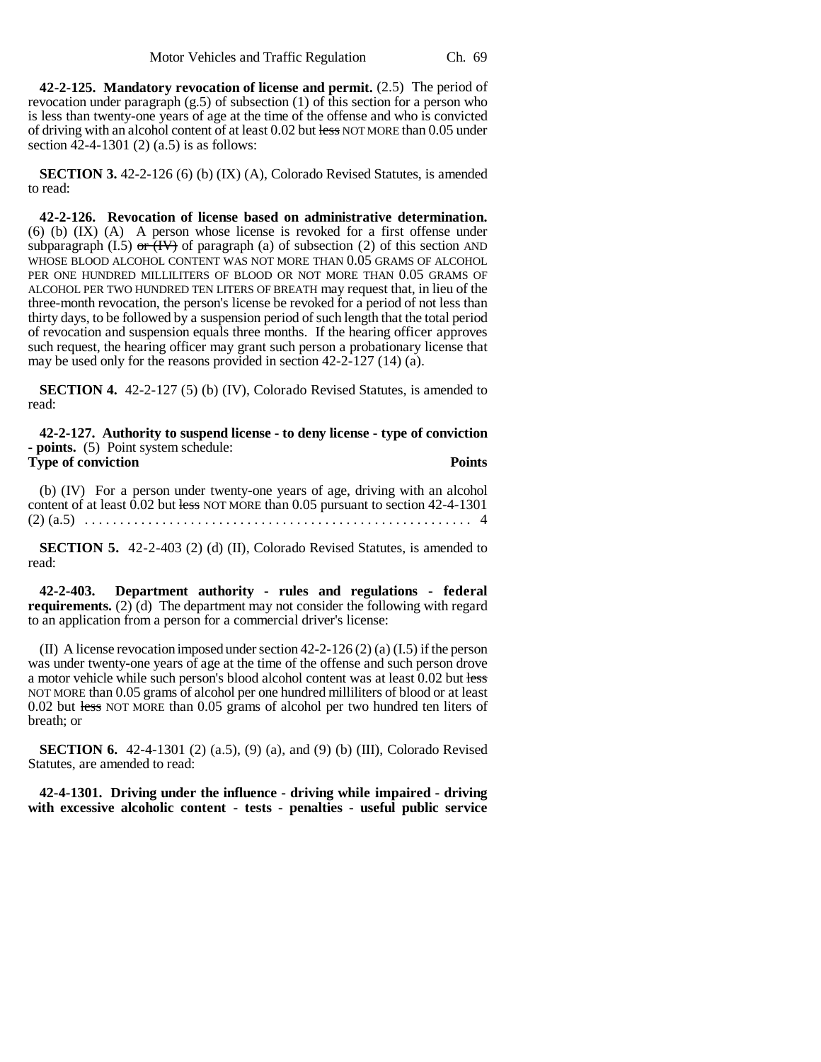**42-2-125. Mandatory revocation of license and permit.** (2.5) The period of revocation under paragraph (g.5) of subsection (1) of this section for a person who is less than twenty-one years of age at the time of the offense and who is convicted of driving with an alcohol content of at least 0.02 but ~~less~~ NOT MORE than 0.05 under section 42-4-1301 (2) (a.5) is as follows:

**SECTION 3.** 42-2-126 (6) (b) (IX) (A), Colorado Revised Statutes, is amended to read:

**42-2-126. Revocation of license based on administrative determination.** (6) (b) (IX) (A) A person whose license is revoked for a first offense under subparagraph (I.5) ~~or (IV)~~ of paragraph (a) of subsection (2) of this section AND WHOSE BLOOD ALCOHOL CONTENT WAS NOT MORE THAN 0.05 GRAMS OF ALCOHOL PER ONE HUNDRED MILLILITERS OF BLOOD OR NOT MORE THAN 0.05 GRAMS OF ALCOHOL PER TWO HUNDRED TEN LITERS OF BREATH may request that, in lieu of the three-month revocation, the person's license be revoked for a period of not less than thirty days, to be followed by a suspension period of such length that the total period of revocation and suspension equals three months. If the hearing officer approves such request, the hearing officer may grant such person a probationary license that may be used only for the reasons provided in section 42-2-127 (14) (a).

**SECTION 4.** 42-2-127 (5) (b) (IV), Colorado Revised Statutes, is amended to read:

**42-2-127. Authority to suspend license - to deny license - type of conviction - points.** (5) Point system schedule:

| **Type of conviction** | **Points** |
|---|---|
| (b) (IV) For a person under twenty-one years of age, driving with an alcohol content of at least 0.02 but ~~less~~ NOT MORE than 0.05 pursuant to section 42-4-1301 (2) (a.5) | 4 |

**SECTION 5.** 42-2-403 (2) (d) (II), Colorado Revised Statutes, is amended to read:

**42-2-403. Department authority - rules and regulations - federal requirements.** (2) (d) The department may not consider the following with regard to an application from a person for a commercial driver's license:

(II) A license revocation imposed under section 42-2-126 (2) (a) (I.5) if the person was under twenty-one years of age at the time of the offense and such person drove a motor vehicle while such person's blood alcohol content was at least 0.02 but ~~less~~ NOT MORE than 0.05 grams of alcohol per one hundred milliliters of blood or at least 0.02 but ~~less~~ NOT MORE than 0.05 grams of alcohol per two hundred ten liters of breath; or

**SECTION 6.** 42-4-1301 (2) (a.5), (9) (a), and (9) (b) (III), Colorado Revised Statutes, are amended to read:

**42-4-1301. Driving under the influence - driving while impaired - driving with excessive alcoholic content - tests - penalties - useful public service**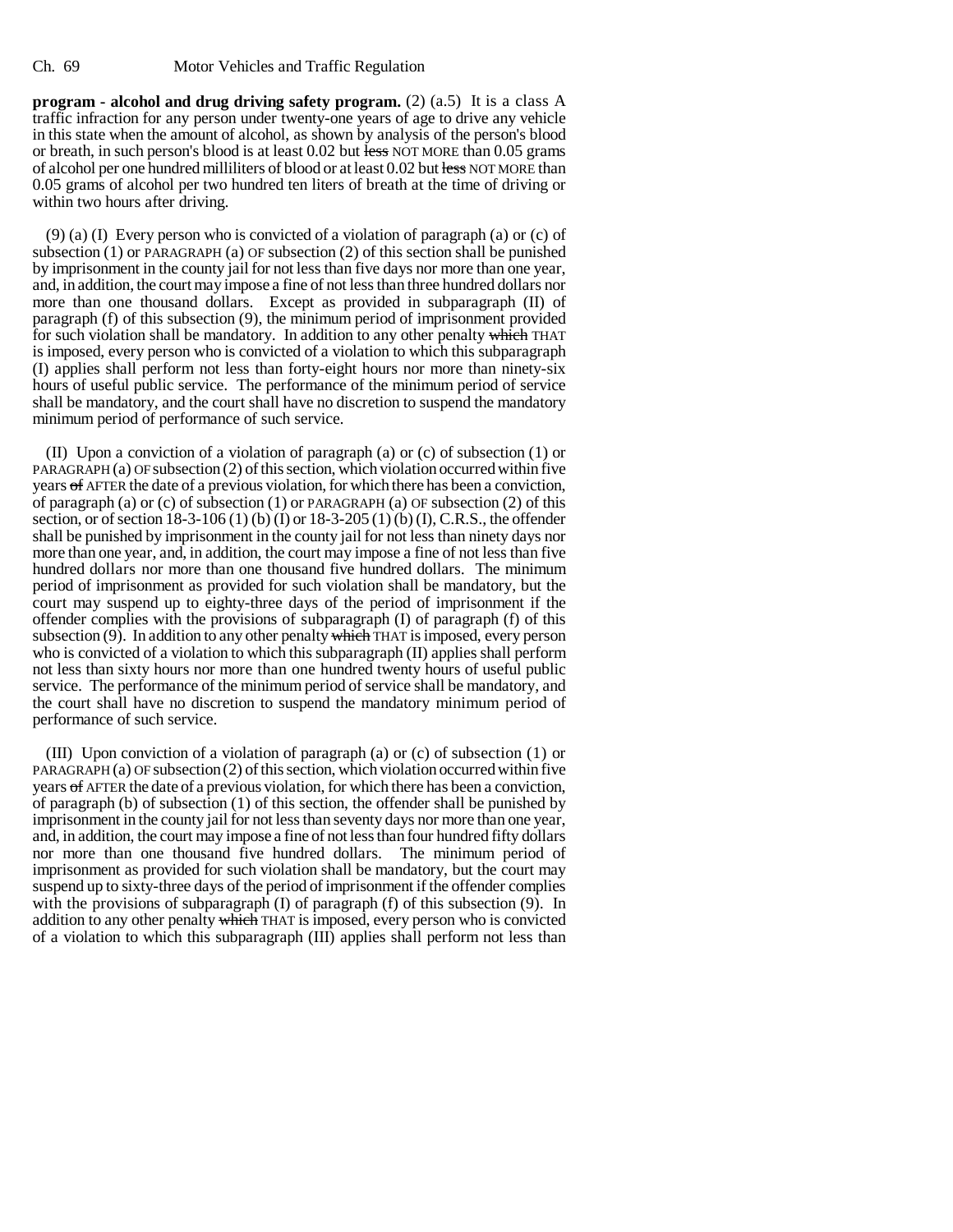**program - alcohol and drug driving safety program.** (2) (a.5) It is a class A traffic infraction for any person under twenty-one years of age to drive any vehicle in this state when the amount of alcohol, as shown by analysis of the person's blood or breath, in such person's blood is at least 0.02 but ~~less~~ NOT MORE than 0.05 grams of alcohol per one hundred milliliters of blood or at least 0.02 but ~~less~~ NOT MORE than 0.05 grams of alcohol per two hundred ten liters of breath at the time of driving or within two hours after driving.

(9) (a) (I) Every person who is convicted of a violation of paragraph (a) or (c) of subsection (1) or PARAGRAPH (a) OF subsection (2) of this section shall be punished by imprisonment in the county jail for not less than five days nor more than one year, and, in addition, the court may impose a fine of not less than three hundred dollars nor more than one thousand dollars. Except as provided in subparagraph (II) of paragraph (f) of this subsection (9), the minimum period of imprisonment provided for such violation shall be mandatory. In addition to any other penalty ~~which~~ THAT is imposed, every person who is convicted of a violation to which this subparagraph (I) applies shall perform not less than forty-eight hours nor more than ninety-six hours of useful public service. The performance of the minimum period of service shall be mandatory, and the court shall have no discretion to suspend the mandatory minimum period of performance of such service.

(II) Upon a conviction of a violation of paragraph (a) or (c) of subsection (1) or PARAGRAPH (a) OF subsection (2) of this section, which violation occurred within five years ~~of~~ AFTER the date of a previous violation, for which there has been a conviction, of paragraph (a) or (c) of subsection (1) or PARAGRAPH (a) OF subsection (2) of this section, or of section 18-3-106 (1) (b) (I) or 18-3-205 (1) (b) (I), C.R.S., the offender shall be punished by imprisonment in the county jail for not less than ninety days nor more than one year, and, in addition, the court may impose a fine of not less than five hundred dollars nor more than one thousand five hundred dollars. The minimum period of imprisonment as provided for such violation shall be mandatory, but the court may suspend up to eighty-three days of the period of imprisonment if the offender complies with the provisions of subparagraph (I) of paragraph (f) of this subsection (9). In addition to any other penalty ~~which~~ THAT is imposed, every person who is convicted of a violation to which this subparagraph (II) applies shall perform not less than sixty hours nor more than one hundred twenty hours of useful public service. The performance of the minimum period of service shall be mandatory, and the court shall have no discretion to suspend the mandatory minimum period of performance of such service.

(III) Upon conviction of a violation of paragraph (a) or (c) of subsection (1) or PARAGRAPH (a) OF subsection (2) of this section, which violation occurred within five years ~~of~~ AFTER the date of a previous violation, for which there has been a conviction, of paragraph (b) of subsection (1) of this section, the offender shall be punished by imprisonment in the county jail for not less than seventy days nor more than one year, and, in addition, the court may impose a fine of not less than four hundred fifty dollars nor more than one thousand five hundred dollars. The minimum period of imprisonment as provided for such violation shall be mandatory, but the court may suspend up to sixty-three days of the period of imprisonment if the offender complies with the provisions of subparagraph (I) of paragraph (f) of this subsection (9). In addition to any other penalty ~~which~~ THAT is imposed, every person who is convicted of a violation to which this subparagraph (III) applies shall perform not less than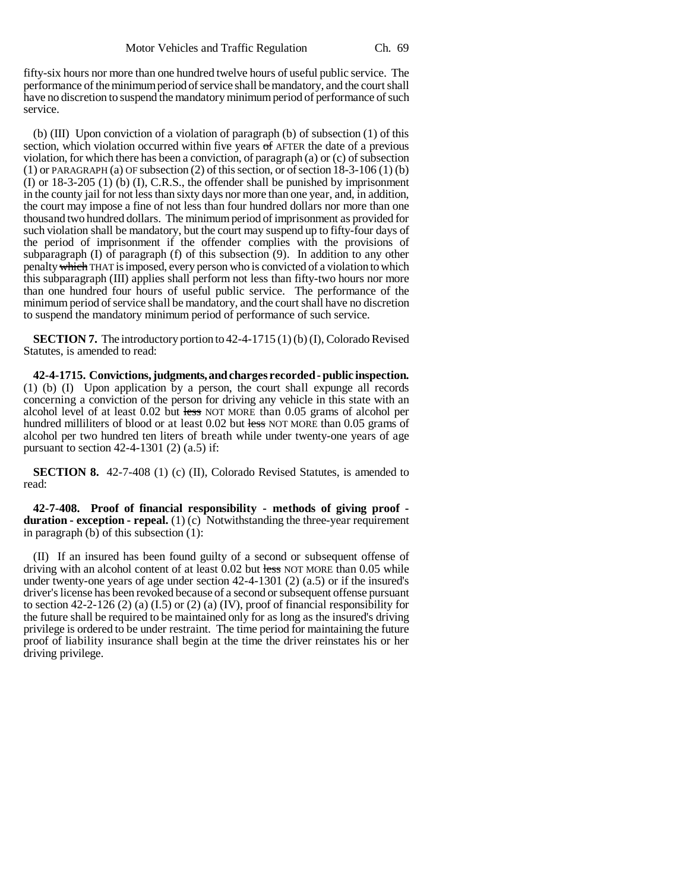fifty-six hours nor more than one hundred twelve hours of useful public service. The performance of the minimum period of service shall be mandatory, and the court shall have no discretion to suspend the mandatory minimum period of performance of such service.

(b) (III) Upon conviction of a violation of paragraph (b) of subsection (1) of this section, which violation occurred within five years ~~of~~ AFTER the date of a previous violation, for which there has been a conviction, of paragraph (a) or (c) of subsection (1) or PARAGRAPH (a) OF subsection (2) of this section, or of section 18-3-106 (1) (b) (I) or 18-3-205 (1) (b) (I), C.R.S., the offender shall be punished by imprisonment in the county jail for not less than sixty days nor more than one year, and, in addition, the court may impose a fine of not less than four hundred dollars nor more than one thousand two hundred dollars. The minimum period of imprisonment as provided for such violation shall be mandatory, but the court may suspend up to fifty-four days of the period of imprisonment if the offender complies with the provisions of subparagraph (I) of paragraph (f) of this subsection (9). In addition to any other penalty ~~which~~ THAT is imposed, every person who is convicted of a violation to which this subparagraph (III) applies shall perform not less than fifty-two hours nor more than one hundred four hours of useful public service. The performance of the minimum period of service shall be mandatory, and the court shall have no discretion to suspend the mandatory minimum period of performance of such service.

**SECTION 7.** The introductory portion to 42-4-1715 (1) (b) (I), Colorado Revised Statutes, is amended to read:

**42-4-1715. Convictions, judgments, and charges recorded - public inspection.** (1) (b) (I) Upon application by a person, the court shall expunge all records concerning a conviction of the person for driving any vehicle in this state with an alcohol level of at least 0.02 but ~~less~~ NOT MORE than 0.05 grams of alcohol per hundred milliliters of blood or at least 0.02 but ~~less~~ NOT MORE than 0.05 grams of alcohol per two hundred ten liters of breath while under twenty-one years of age pursuant to section 42-4-1301 (2) (a.5) if:

**SECTION 8.** 42-7-408 (1) (c) (II), Colorado Revised Statutes, is amended to read:

**42-7-408. Proof of financial responsibility - methods of giving proof - duration - exception - repeal.** (1) (c) Notwithstanding the three-year requirement in paragraph (b) of this subsection (1):

(II) If an insured has been found guilty of a second or subsequent offense of driving with an alcohol content of at least 0.02 but ~~less~~ NOT MORE than 0.05 while under twenty-one years of age under section 42-4-1301 (2) (a.5) or if the insured's driver's license has been revoked because of a second or subsequent offense pursuant to section 42-2-126 (2) (a) (I.5) or (2) (a) (IV), proof of financial responsibility for the future shall be required to be maintained only for as long as the insured's driving privilege is ordered to be under restraint. The time period for maintaining the future proof of liability insurance shall begin at the time the driver reinstates his or her driving privilege.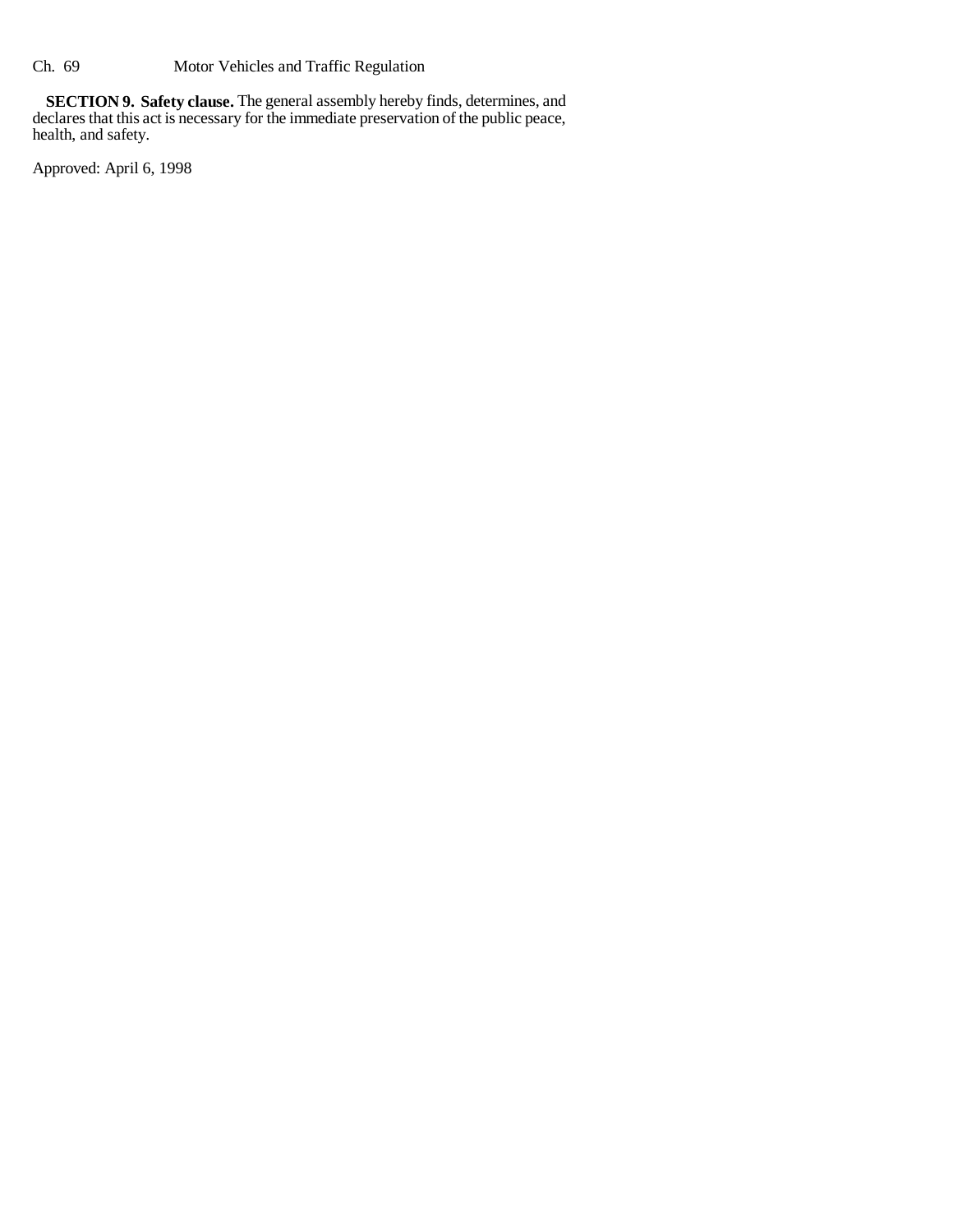**SECTION 9. Safety clause.** The general assembly hereby finds, determines, and declares that this act is necessary for the immediate preservation of the public peace, health, and safety.

Approved: April 6, 1998